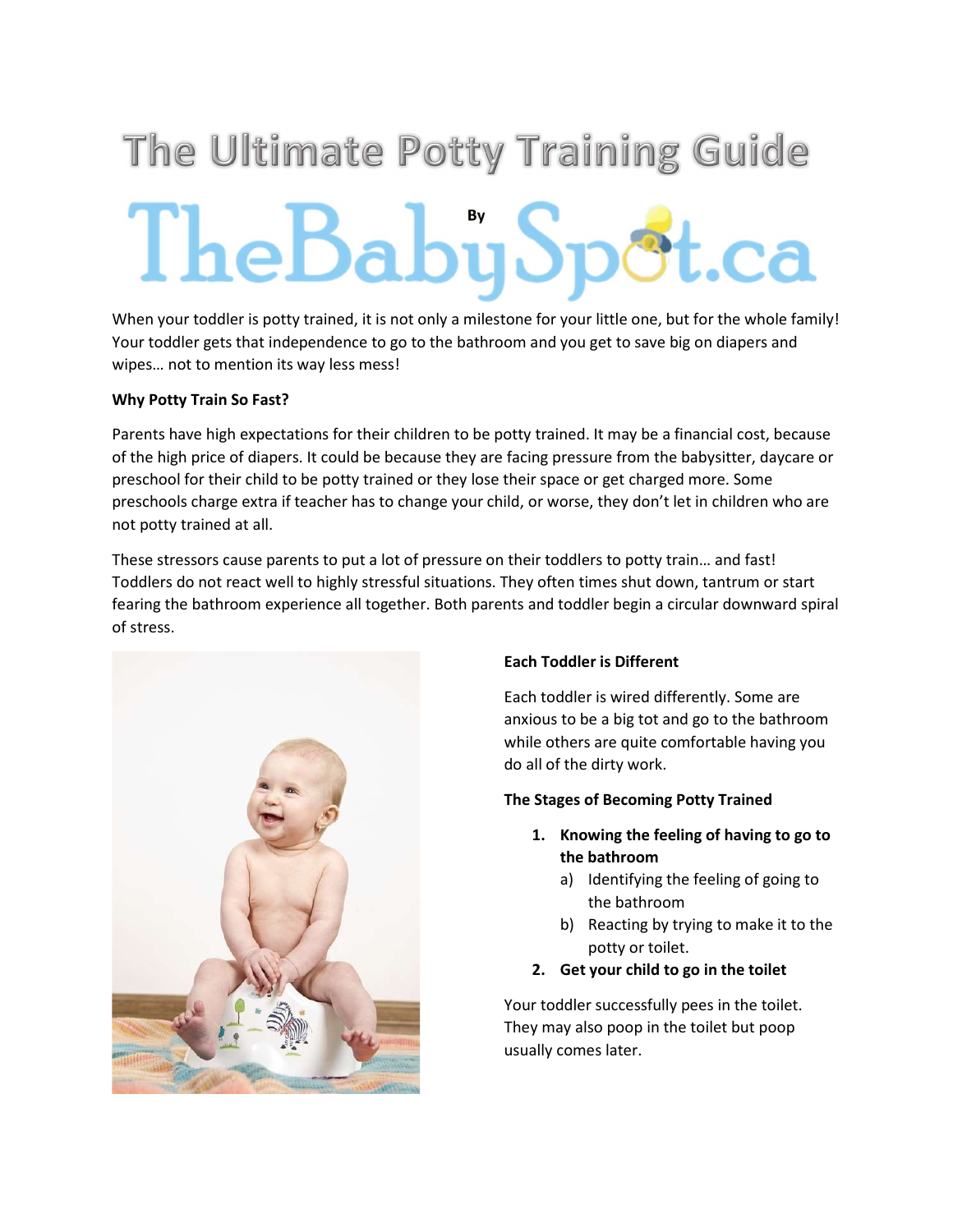# The Ultimate Potty Training Guide

By

TheBabySpot.ca

When your toddler is potty trained, it is not only a milestone for your little one, but for the whole family! Your toddler gets that independence to go to the bathroom and you get to save big on diapers and wipes… not to mention its way less mess!

**Why Potty Train So Fast?**

Parents have high expectations for their children to be potty trained. It may be a financial cost, because of the high price of diapers. It could be because they are facing pressure from the babysitter, daycare or preschool for their child to be potty trained or they lose their space or get charged more. Some preschools charge extra if teacher has to change your child, or worse, they don't let in children who are not potty trained at all.

These stressors cause parents to put a lot of pressure on their toddlers to potty train… and fast! Toddlers do not react well to highly stressful situations. They often times shut down, tantrum or start fearing the bathroom experience all together. Both parents and toddler begin a circular downward spiral of stress.

**Each Toddler is Different**

Each toddler is wired differently. Some are anxious to be a big tot and go to the bathroom while others are quite comfortable having you do all of the dirty work.

**The Stages of Becoming Potty Trained**

1. **Knowing the feeling of having to go to the bathroom**
   a) Identifying the feeling of going to the bathroom
   b) Reacting by trying to make it to the potty or toilet.
2. **Get your child to go in the toilet**

Your toddler successfully pees in the toilet. They may also poop in the toilet but poop usually comes later.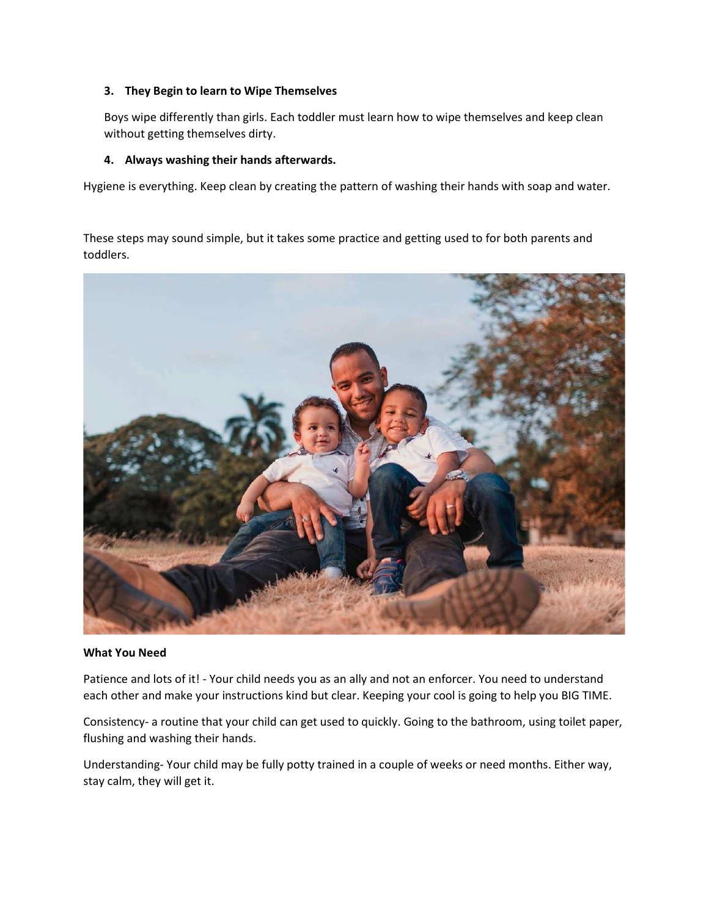**3. They Begin to learn to Wipe Themselves**

Boys wipe differently than girls. Each toddler must learn how to wipe themselves and keep clean without getting themselves dirty.

**4. Always washing their hands afterwards.**

Hygiene is everything. Keep clean by creating the pattern of washing their hands with soap and water.

These steps may sound simple, but it takes some practice and getting used to for both parents and toddlers.

**What You Need**

Patience and lots of it! - Your child needs you as an ally and not an enforcer. You need to understand each other and make your instructions kind but clear. Keeping your cool is going to help you BIG TIME.

Consistency- a routine that your child can get used to quickly. Going to the bathroom, using toilet paper, flushing and washing their hands.

Understanding- Your child may be fully potty trained in a couple of weeks or need months. Either way, stay calm, they will get it.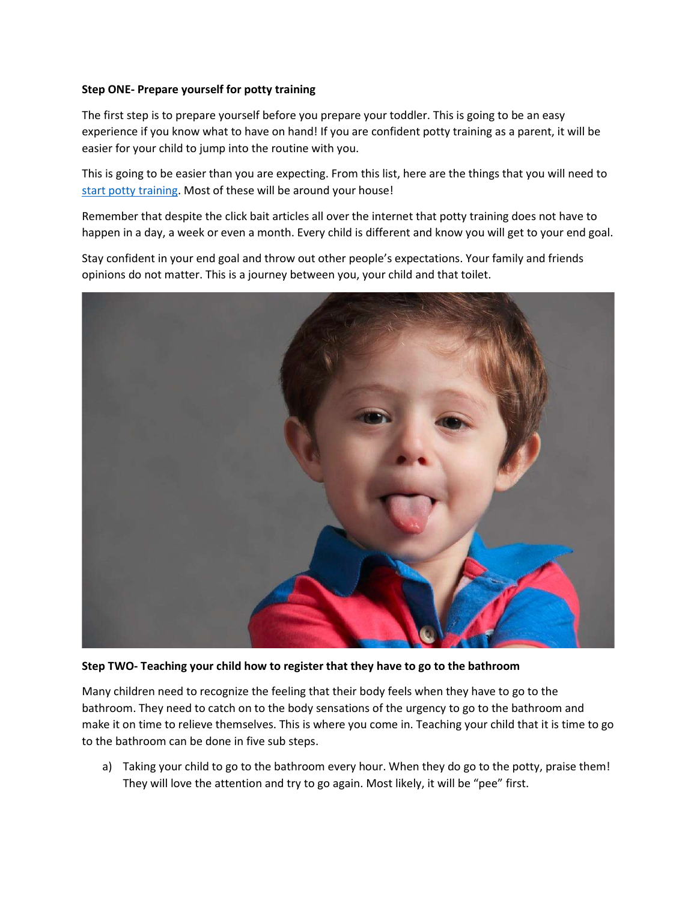**Step ONE- Prepare yourself for potty training**

The first step is to prepare yourself before you prepare your toddler. This is going to be an easy experience if you know what to have on hand! If you are confident potty training as a parent, it will be easier for your child to jump into the routine with you.

This is going to be easier than you are expecting. From this list, here are the things that you will need to start potty training. Most of these will be around your house!

Remember that despite the click bait articles all over the internet that potty training does not have to happen in a day, a week or even a month. Every child is different and know you will get to your end goal.

Stay confident in your end goal and throw out other people's expectations. Your family and friends opinions do not matter. This is a journey between you, your child and that toilet.

**Step TWO- Teaching your child how to register that they have to go to the bathroom**

Many children need to recognize the feeling that their body feels when they have to go to the bathroom. They need to catch on to the body sensations of the urgency to go to the bathroom and make it on time to relieve themselves. This is where you come in. Teaching your child that it is time to go to the bathroom can be done in five sub steps.

a) Taking your child to go to the bathroom every hour. When they do go to the potty, praise them! They will love the attention and try to go again. Most likely, it will be "pee" first.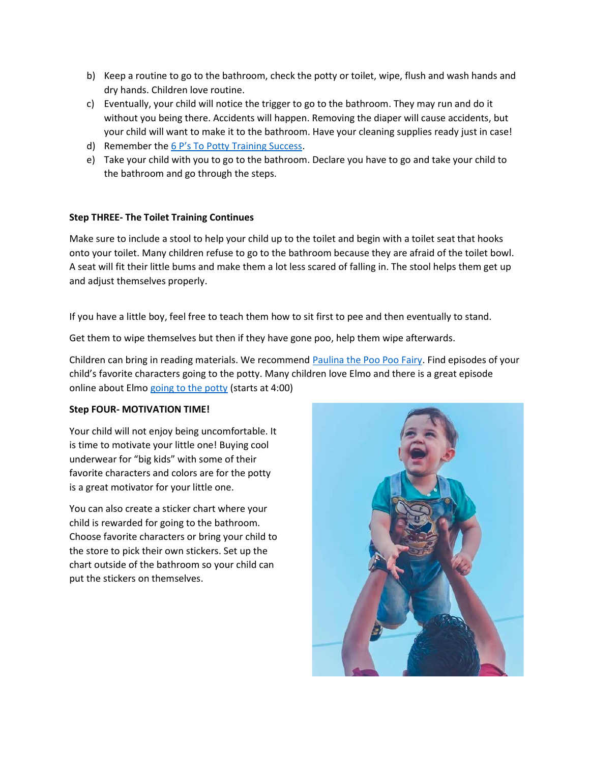b) Keep a routine to go to the bathroom, check the potty or toilet, wipe, flush and wash hands and dry hands. Children love routine.
c) Eventually, your child will notice the trigger to go to the bathroom. They may run and do it without you being there. Accidents will happen. Removing the diaper will cause accidents, but your child will want to make it to the bathroom. Have your cleaning supplies ready just in case!
d) Remember the 6 P's To Potty Training Success.
e) Take your child with you to go to the bathroom. Declare you have to go and take your child to the bathroom and go through the steps.

**Step THREE- The Toilet Training Continues**

Make sure to include a stool to help your child up to the toilet and begin with a toilet seat that hooks onto your toilet. Many children refuse to go to the bathroom because they are afraid of the toilet bowl. A seat will fit their little bums and make them a lot less scared of falling in. The stool helps them get up and adjust themselves properly.

If you have a little boy, feel free to teach them how to sit first to pee and then eventually to stand.

Get them to wipe themselves but then if they have gone poo, help them wipe afterwards.

Children can bring in reading materials. We recommend Paulina the Poo Poo Fairy. Find episodes of your child's favorite characters going to the potty. Many children love Elmo and there is a great episode online about Elmo going to the potty (starts at 4:00)

**Step FOUR- MOTIVATION TIME!**

Your child will not enjoy being uncomfortable. It is time to motivate your little one! Buying cool underwear for "big kids" with some of their favorite characters and colors are for the potty is a great motivator for your little one.

You can also create a sticker chart where your child is rewarded for going to the bathroom. Choose favorite characters or bring your child to the store to pick their own stickers. Set up the chart outside of the bathroom so your child can put the stickers on themselves.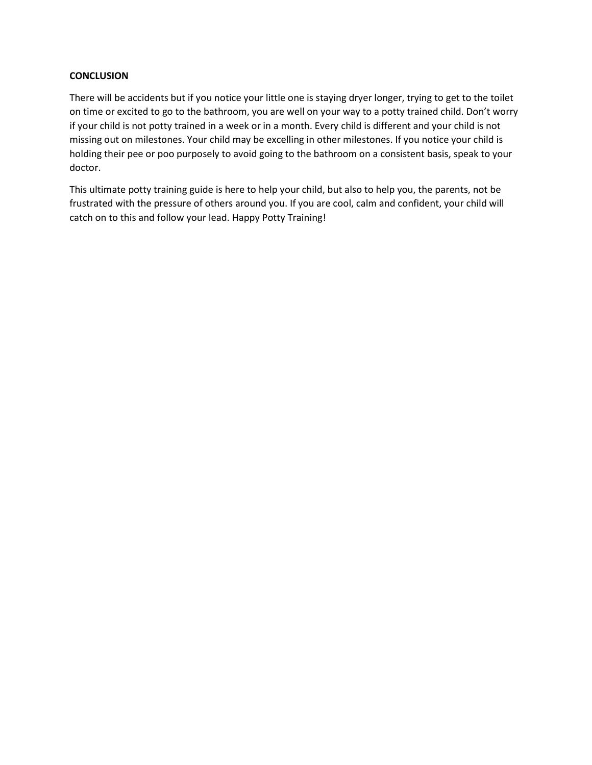**CONCLUSION**

There will be accidents but if you notice your little one is staying dryer longer, trying to get to the toilet on time or excited to go to the bathroom, you are well on your way to a potty trained child. Don't worry if your child is not potty trained in a week or in a month. Every child is different and your child is not missing out on milestones. Your child may be excelling in other milestones. If you notice your child is holding their pee or poo purposely to avoid going to the bathroom on a consistent basis, speak to your doctor.

This ultimate potty training guide is here to help your child, but also to help you, the parents, not be frustrated with the pressure of others around you. If you are cool, calm and confident, your child will catch on to this and follow your lead. Happy Potty Training!